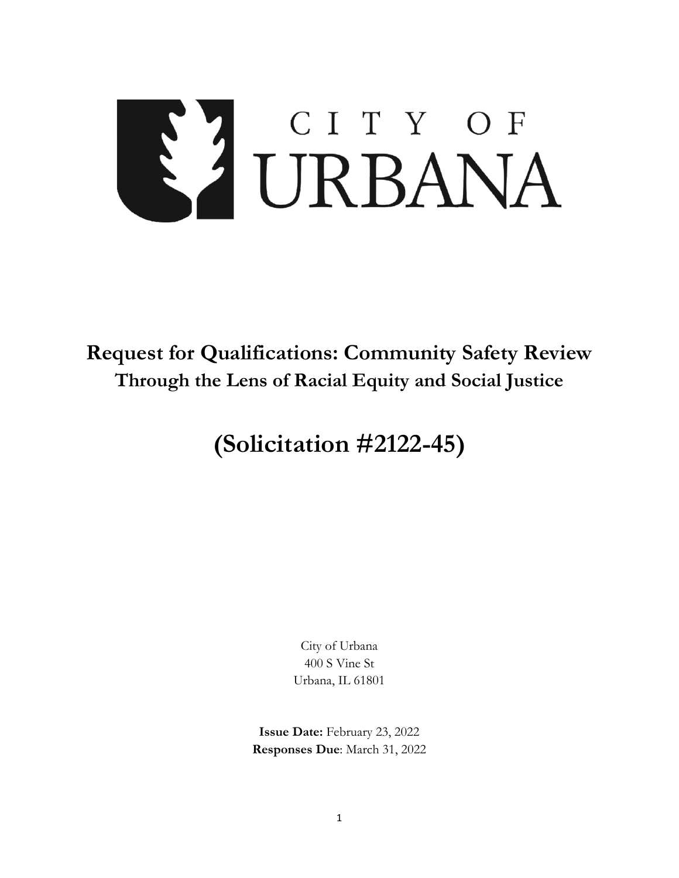CITY OF URBANA

# Request for Qualifications: Community Safety Review

## Through the Lens of Racial Equity and Social Justice

# (Solicitation #2122-45)

City of Urbana
400 S Vine St
Urbana, IL 61801

**Issue Date:** February 23, 2022
**Responses Due**: March 31, 2022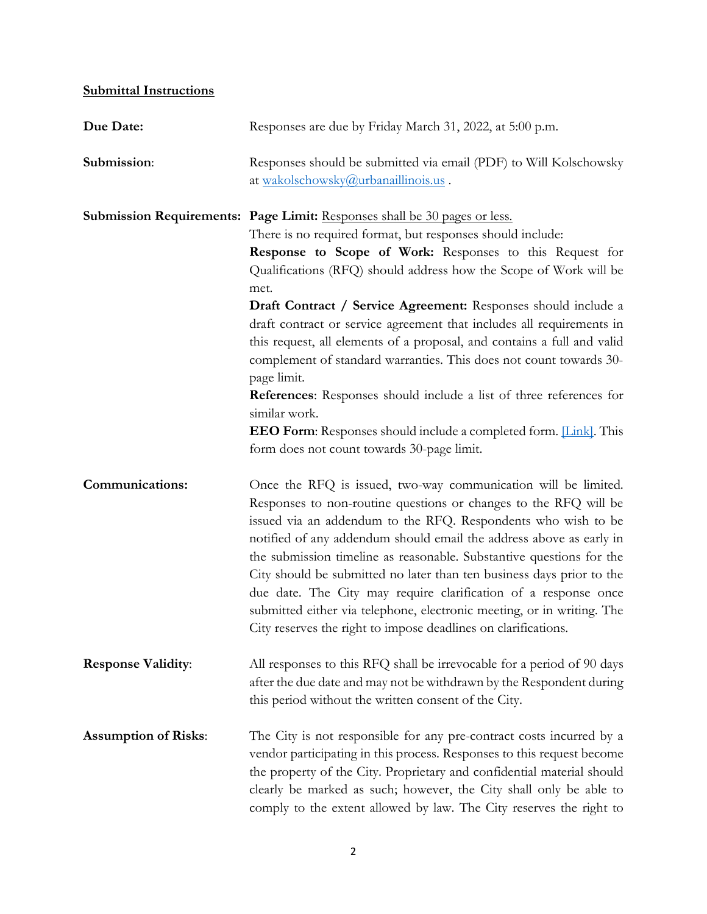**<u>Submittal Instructions</u>**

**Due Date:** Responses are due by Friday March 31, 2022, at 5:00 p.m.

**Submission**: Responses should be submitted via email (PDF) to Will Kolschowsky at [wakolschowsky@urbanaillinois.us](mailto:wakolschowsky@urbanaillinois.us) .

**Submission Requirements:** **Page Limit:** <u>Responses shall be 30 pages or less.</u>

There is no required format, but responses should include:

**Response to Scope of Work:** Responses to this Request for Qualifications (RFQ) should address how the Scope of Work will be met.

**Draft Contract / Service Agreement:** Responses should include a draft contract or service agreement that includes all requirements in this request, all elements of a proposal, and contains a full and valid complement of standard warranties. This does not count towards 30-page limit.

**References**: Responses should include a list of three references for similar work.

**EEO Form**: Responses should include a completed form. [Link]. This form does not count towards 30-page limit.

**Communications:** Once the RFQ is issued, two-way communication will be limited. Responses to non-routine questions or changes to the RFQ will be issued via an addendum to the RFQ. Respondents who wish to be notified of any addendum should email the address above as early in the submission timeline as reasonable. Substantive questions for the City should be submitted no later than ten business days prior to the due date. The City may require clarification of a response once submitted either via telephone, electronic meeting, or in writing. The City reserves the right to impose deadlines on clarifications.

**Response Validity**: All responses to this RFQ shall be irrevocable for a period of 90 days after the due date and may not be withdrawn by the Respondent during this period without the written consent of the City.

**Assumption of Risks**: The City is not responsible for any pre-contract costs incurred by a vendor participating in this process. Responses to this request become the property of the City. Proprietary and confidential material should clearly be marked as such; however, the City shall only be able to comply to the extent allowed by law. The City reserves the right to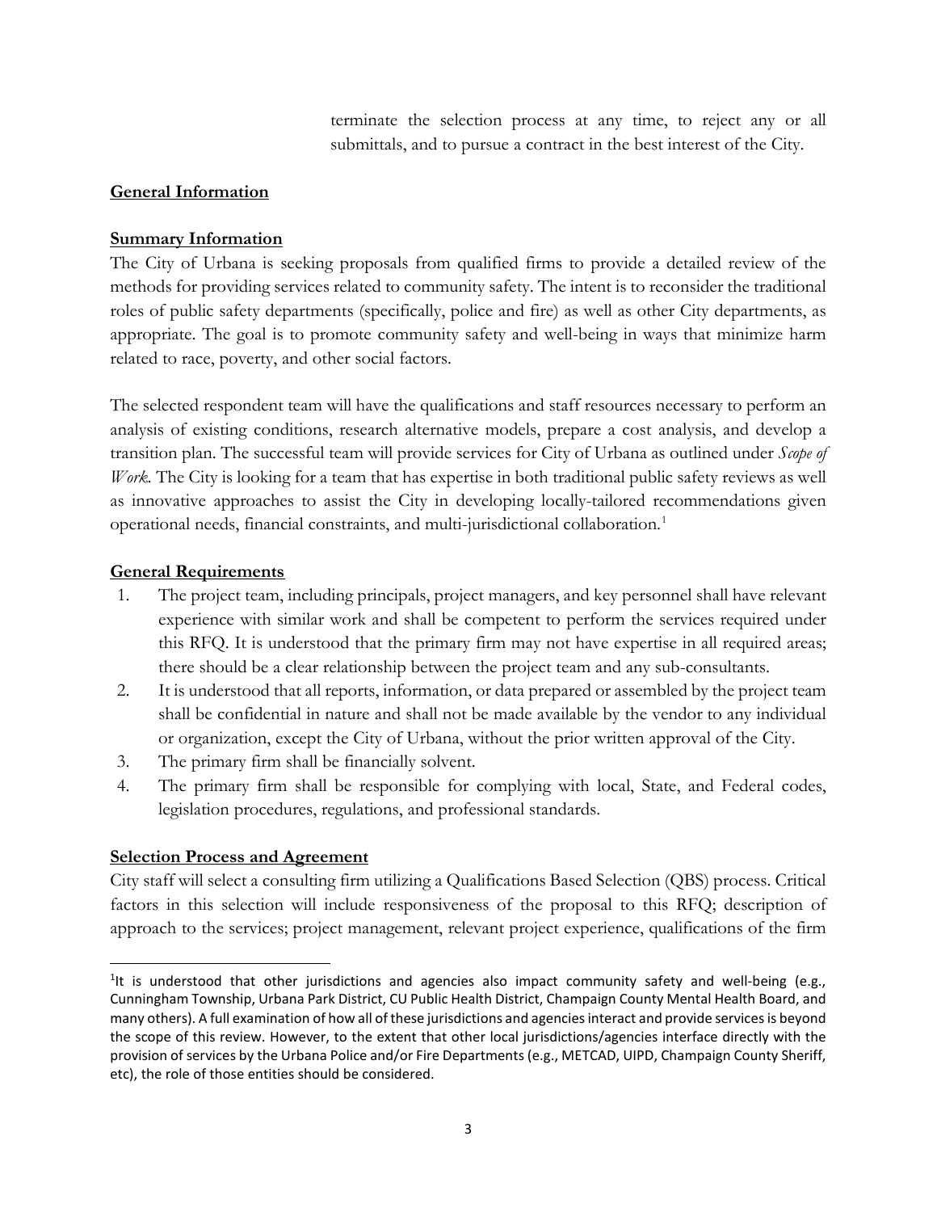terminate the selection process at any time, to reject any or all submittals, and to pursue a contract in the best interest of the City.

## **General Information**

### **Summary Information**

The City of Urbana is seeking proposals from qualified firms to provide a detailed review of the methods for providing services related to community safety. The intent is to reconsider the traditional roles of public safety departments (specifically, police and fire) as well as other City departments, as appropriate. The goal is to promote community safety and well-being in ways that minimize harm related to race, poverty, and other social factors.

The selected respondent team will have the qualifications and staff resources necessary to perform an analysis of existing conditions, research alternative models, prepare a cost analysis, and develop a transition plan. The successful team will provide services for City of Urbana as outlined under *Scope of Work*. The City is looking for a team that has expertise in both traditional public safety reviews as well as innovative approaches to assist the City in developing locally-tailored recommendations given operational needs, financial constraints, and multi-jurisdictional collaboration.[1]

### **General Requirements**

1. The project team, including principals, project managers, and key personnel shall have relevant experience with similar work and shall be competent to perform the services required under this RFQ. It is understood that the primary firm may not have expertise in all required areas; there should be a clear relationship between the project team and any sub-consultants.
2. It is understood that all reports, information, or data prepared or assembled by the project team shall be confidential in nature and shall not be made available by the vendor to any individual or organization, except the City of Urbana, without the prior written approval of the City.
3. The primary firm shall be financially solvent.
4. The primary firm shall be responsible for complying with local, State, and Federal codes, legislation procedures, regulations, and professional standards.

### **Selection Process and Agreement**

City staff will select a consulting firm utilizing a Qualifications Based Selection (QBS) process. Critical factors in this selection will include responsiveness of the proposal to this RFQ; description of approach to the services; project management, relevant project experience, qualifications of the firm

---

[1] It is understood that other jurisdictions and agencies also impact community safety and well-being (e.g., Cunningham Township, Urbana Park District, CU Public Health District, Champaign County Mental Health Board, and many others). A full examination of how all of these jurisdictions and agencies interact and provide services is beyond the scope of this review. However, to the extent that other local jurisdictions/agencies interface directly with the provision of services by the Urbana Police and/or Fire Departments (e.g., METCAD, UIPD, Champaign County Sheriff, etc), the role of those entities should be considered.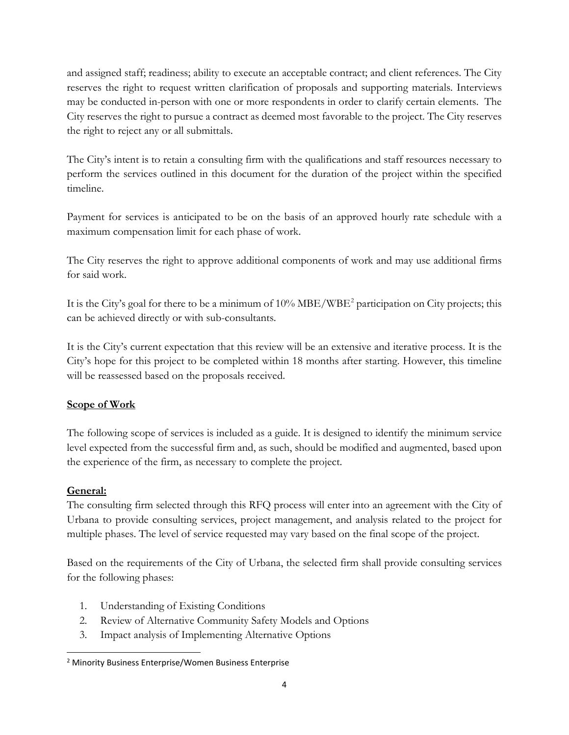and assigned staff; readiness; ability to execute an acceptable contract; and client references. The City reserves the right to request written clarification of proposals and supporting materials. Interviews may be conducted in-person with one or more respondents in order to clarify certain elements. The City reserves the right to pursue a contract as deemed most favorable to the project. The City reserves the right to reject any or all submittals.

The City's intent is to retain a consulting firm with the qualifications and staff resources necessary to perform the services outlined in this document for the duration of the project within the specified timeline.

Payment for services is anticipated to be on the basis of an approved hourly rate schedule with a maximum compensation limit for each phase of work.

The City reserves the right to approve additional components of work and may use additional firms for said work.

It is the City's goal for there to be a minimum of 10% MBE/WBE[2] participation on City projects; this can be achieved directly or with sub-consultants.

It is the City's current expectation that this review will be an extensive and iterative process. It is the City's hope for this project to be completed within 18 months after starting. However, this timeline will be reassessed based on the proposals received.

## Scope of Work

The following scope of services is included as a guide. It is designed to identify the minimum service level expected from the successful firm and, as such, should be modified and augmented, based upon the experience of the firm, as necessary to complete the project.

### General:

The consulting firm selected through this RFQ process will enter into an agreement with the City of Urbana to provide consulting services, project management, and analysis related to the project for multiple phases. The level of service requested may vary based on the final scope of the project.

Based on the requirements of the City of Urbana, the selected firm shall provide consulting services for the following phases:

1. Understanding of Existing Conditions
2. Review of Alternative Community Safety Models and Options
3. Impact analysis of Implementing Alternative Options

[2] Minority Business Enterprise/Women Business Enterprise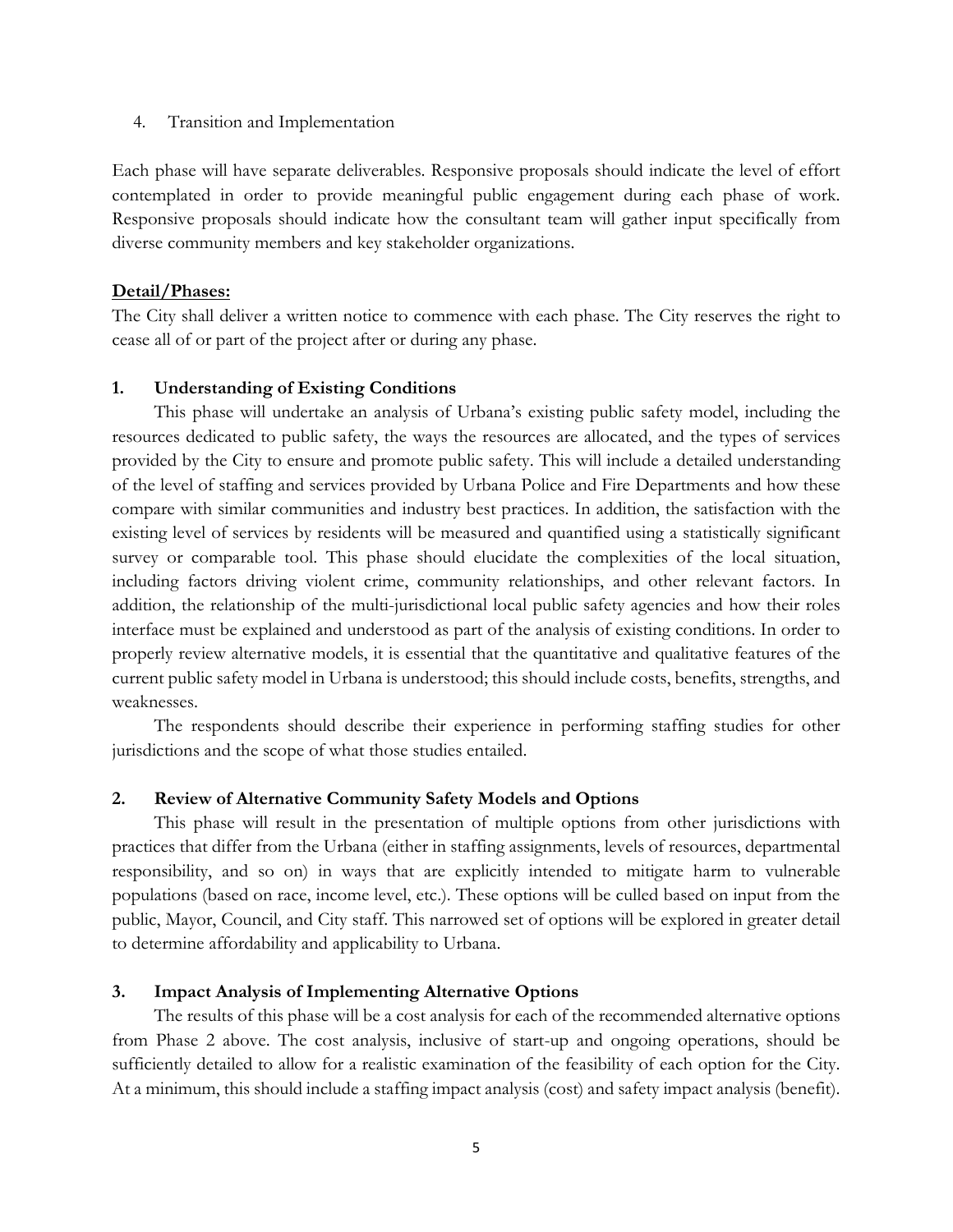4. Transition and Implementation

Each phase will have separate deliverables. Responsive proposals should indicate the level of effort contemplated in order to provide meaningful public engagement during each phase of work. Responsive proposals should indicate how the consultant team will gather input specifically from diverse community members and key stakeholder organizations.

**Detail/Phases:**

The City shall deliver a written notice to commence with each phase. The City reserves the right to cease all of or part of the project after or during any phase.

**1. Understanding of Existing Conditions**

This phase will undertake an analysis of Urbana's existing public safety model, including the resources dedicated to public safety, the ways the resources are allocated, and the types of services provided by the City to ensure and promote public safety. This will include a detailed understanding of the level of staffing and services provided by Urbana Police and Fire Departments and how these compare with similar communities and industry best practices. In addition, the satisfaction with the existing level of services by residents will be measured and quantified using a statistically significant survey or comparable tool. This phase should elucidate the complexities of the local situation, including factors driving violent crime, community relationships, and other relevant factors. In addition, the relationship of the multi-jurisdictional local public safety agencies and how their roles interface must be explained and understood as part of the analysis of existing conditions. In order to properly review alternative models, it is essential that the quantitative and qualitative features of the current public safety model in Urbana is understood; this should include costs, benefits, strengths, and weaknesses.

The respondents should describe their experience in performing staffing studies for other jurisdictions and the scope of what those studies entailed.

**2. Review of Alternative Community Safety Models and Options**

This phase will result in the presentation of multiple options from other jurisdictions with practices that differ from the Urbana (either in staffing assignments, levels of resources, departmental responsibility, and so on) in ways that are explicitly intended to mitigate harm to vulnerable populations (based on race, income level, etc.). These options will be culled based on input from the public, Mayor, Council, and City staff. This narrowed set of options will be explored in greater detail to determine affordability and applicability to Urbana.

**3. Impact Analysis of Implementing Alternative Options**

The results of this phase will be a cost analysis for each of the recommended alternative options from Phase 2 above. The cost analysis, inclusive of start-up and ongoing operations, should be sufficiently detailed to allow for a realistic examination of the feasibility of each option for the City. At a minimum, this should include a staffing impact analysis (cost) and safety impact analysis (benefit).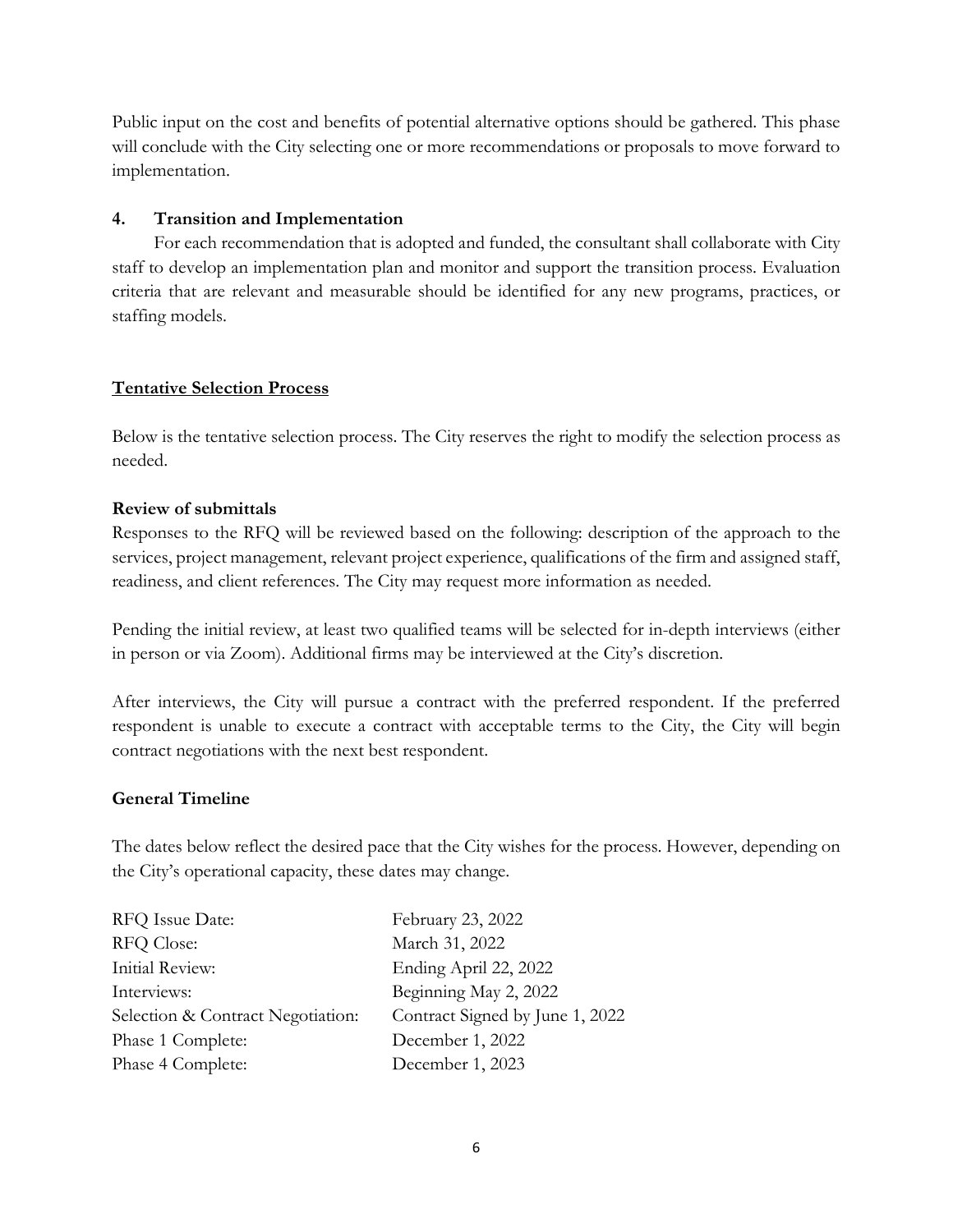Public input on the cost and benefits of potential alternative options should be gathered. This phase will conclude with the City selecting one or more recommendations or proposals to move forward to implementation.

#### 4. Transition and Implementation

For each recommendation that is adopted and funded, the consultant shall collaborate with City staff to develop an implementation plan and monitor and support the transition process. Evaluation criteria that are relevant and measurable should be identified for any new programs, practices, or staffing models.

## Tentative Selection Process

Below is the tentative selection process. The City reserves the right to modify the selection process as needed.

### Review of submittals

Responses to the RFQ will be reviewed based on the following: description of the approach to the services, project management, relevant project experience, qualifications of the firm and assigned staff, readiness, and client references. The City may request more information as needed.

Pending the initial review, at least two qualified teams will be selected for in-depth interviews (either in person or via Zoom). Additional firms may be interviewed at the City's discretion.

After interviews, the City will pursue a contract with the preferred respondent. If the preferred respondent is unable to execute a contract with acceptable terms to the City, the City will begin contract negotiations with the next best respondent.

### General Timeline

The dates below reflect the desired pace that the City wishes for the process. However, depending on the City's operational capacity, these dates may change.

| | |
|---|---|
| RFQ Issue Date: | February 23, 2022 |
| RFQ Close: | March 31, 2022 |
| Initial Review: | Ending April 22, 2022 |
| Interviews: | Beginning May 2, 2022 |
| Selection & Contract Negotiation: | Contract Signed by June 1, 2022 |
| Phase 1 Complete: | December 1, 2022 |
| Phase 4 Complete: | December 1, 2023 |